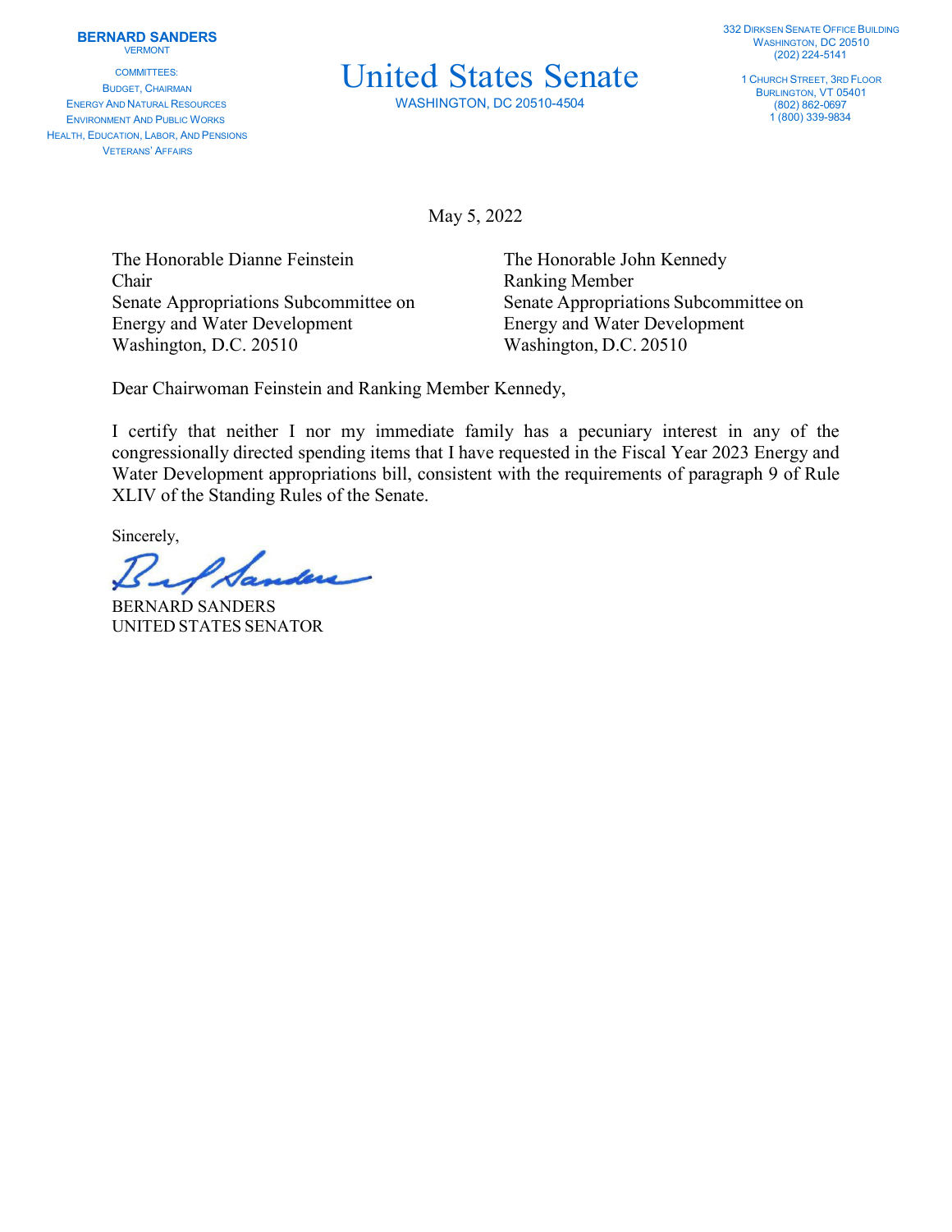**BERNARD SANDERS**
VERMONT

COMMITTEES:
BUDGET, CHAIRMAN
ENERGY AND NATURAL RESOURCES
ENVIRONMENT AND PUBLIC WORKS
HEALTH, EDUCATION, LABOR, AND PENSIONS
VETERANS' AFFAIRS

# United States Senate

WASHINGTON, DC 20510-4504

332 DIRKSEN SENATE OFFICE BUILDING
WASHINGTON, DC 20510
(202) 224-5141

1 CHURCH STREET, 3RD FLOOR
BURLINGTON, VT 05401
(802) 862-0697
1 (800) 339-9834

May 5, 2022

The Honorable Dianne Feinstein
Chair
Senate Appropriations Subcommittee on
Energy and Water Development
Washington, D.C. 20510

The Honorable John Kennedy
Ranking Member
Senate Appropriations Subcommittee on
Energy and Water Development
Washington, D.C. 20510

Dear Chairwoman Feinstein and Ranking Member Kennedy,

I certify that neither I nor my immediate family has a pecuniary interest in any of the congressionally directed spending items that I have requested in the Fiscal Year 2023 Energy and Water Development appropriations bill, consistent with the requirements of paragraph 9 of Rule XLIV of the Standing Rules of the Senate.

Sincerely,

BERNARD SANDERS
UNITED STATES SENATOR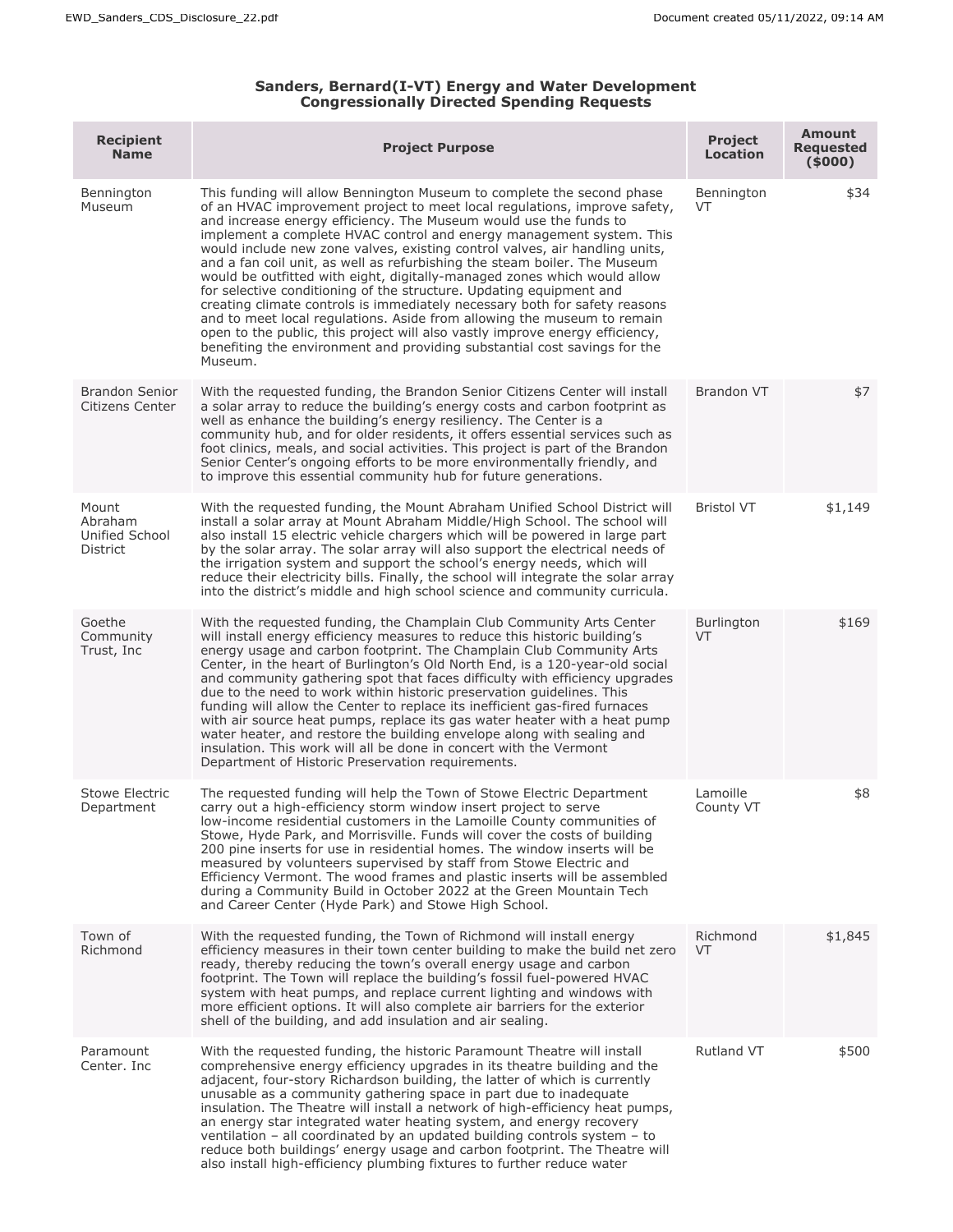## Sanders, Bernard(I-VT) Energy and Water Development Congressionally Directed Spending Requests

| Recipient Name | Project Purpose | Project Location | Amount Requested ($000) |
|---|---|---|---|
| Bennington Museum | This funding will allow Bennington Museum to complete the second phase of an HVAC improvement project to meet local regulations, improve safety, and increase energy efficiency. The Museum would use the funds to implement a complete HVAC control and energy management system. This would include new zone valves, existing control valves, air handling units, and a fan coil unit, as well as refurbishing the steam boiler. The Museum would be outfitted with eight, digitally-managed zones which would allow for selective conditioning of the structure. Updating equipment and creating climate controls is immediately necessary both for safety reasons and to meet local regulations. Aside from allowing the museum to remain open to the public, this project will also vastly improve energy efficiency, benefiting the environment and providing substantial cost savings for the Museum. | Bennington VT | $34 |
| Brandon Senior Citizens Center | With the requested funding, the Brandon Senior Citizens Center will install a solar array to reduce the building's energy costs and carbon footprint as well as enhance the building's energy resiliency. The Center is a community hub, and for older residents, it offers essential services such as foot clinics, meals, and social activities. This project is part of the Brandon Senior Center's ongoing efforts to be more environmentally friendly, and to improve this essential community hub for future generations. | Brandon VT | $7 |
| Mount Abraham Unified School District | With the requested funding, the Mount Abraham Unified School District will install a solar array at Mount Abraham Middle/High School. The school will also install 15 electric vehicle chargers which will be powered in large part by the solar array. The solar array will also support the electrical needs of the irrigation system and support the school's energy needs, which will reduce their electricity bills. Finally, the school will integrate the solar array into the district's middle and high school science and community curricula. | Bristol VT | $1,149 |
| Goethe Community Trust, Inc | With the requested funding, the Champlain Club Community Arts Center will install energy efficiency measures to reduce this historic building's energy usage and carbon footprint. The Champlain Club Community Arts Center, in the heart of Burlington's Old North End, is a 120-year-old social and community gathering spot that faces difficulty with efficiency upgrades due to the need to work within historic preservation guidelines. This funding will allow the Center to replace its inefficient gas-fired furnaces with air source heat pumps, replace its gas water heater with a heat pump water heater, and restore the building envelope along with sealing and insulation. This work will all be done in concert with the Vermont Department of Historic Preservation requirements. | Burlington VT | $169 |
| Stowe Electric Department | The requested funding will help the Town of Stowe Electric Department carry out a high-efficiency storm window insert project to serve low-income residential customers in the Lamoille County communities of Stowe, Hyde Park, and Morrisville. Funds will cover the costs of building 200 pine inserts for use in residential homes. The window inserts will be measured by volunteers supervised by staff from Stowe Electric and Efficiency Vermont. The wood frames and plastic inserts will be assembled during a Community Build in October 2022 at the Green Mountain Tech and Career Center (Hyde Park) and Stowe High School. | Lamoille County VT | $8 |
| Town of Richmond | With the requested funding, the Town of Richmond will install energy efficiency measures in their town center building to make the build net zero ready, thereby reducing the town's overall energy usage and carbon footprint. The Town will replace the building's fossil fuel-powered HVAC system with heat pumps, and replace current lighting and windows with more efficient options. It will also complete air barriers for the exterior shell of the building, and add insulation and air sealing. | Richmond VT | $1,845 |
| Paramount Center. Inc | With the requested funding, the historic Paramount Theatre will install comprehensive energy efficiency upgrades in its theatre building and the adjacent, four-story Richardson building, the latter of which is currently unusable as a community gathering space in part due to inadequate insulation. The Theatre will install a network of high-efficiency heat pumps, an energy star integrated water heating system, and energy recovery ventilation – all coordinated by an updated building controls system – to reduce both buildings' energy usage and carbon footprint. The Theatre will also install high-efficiency plumbing fixtures to further reduce water | Rutland VT | $500 |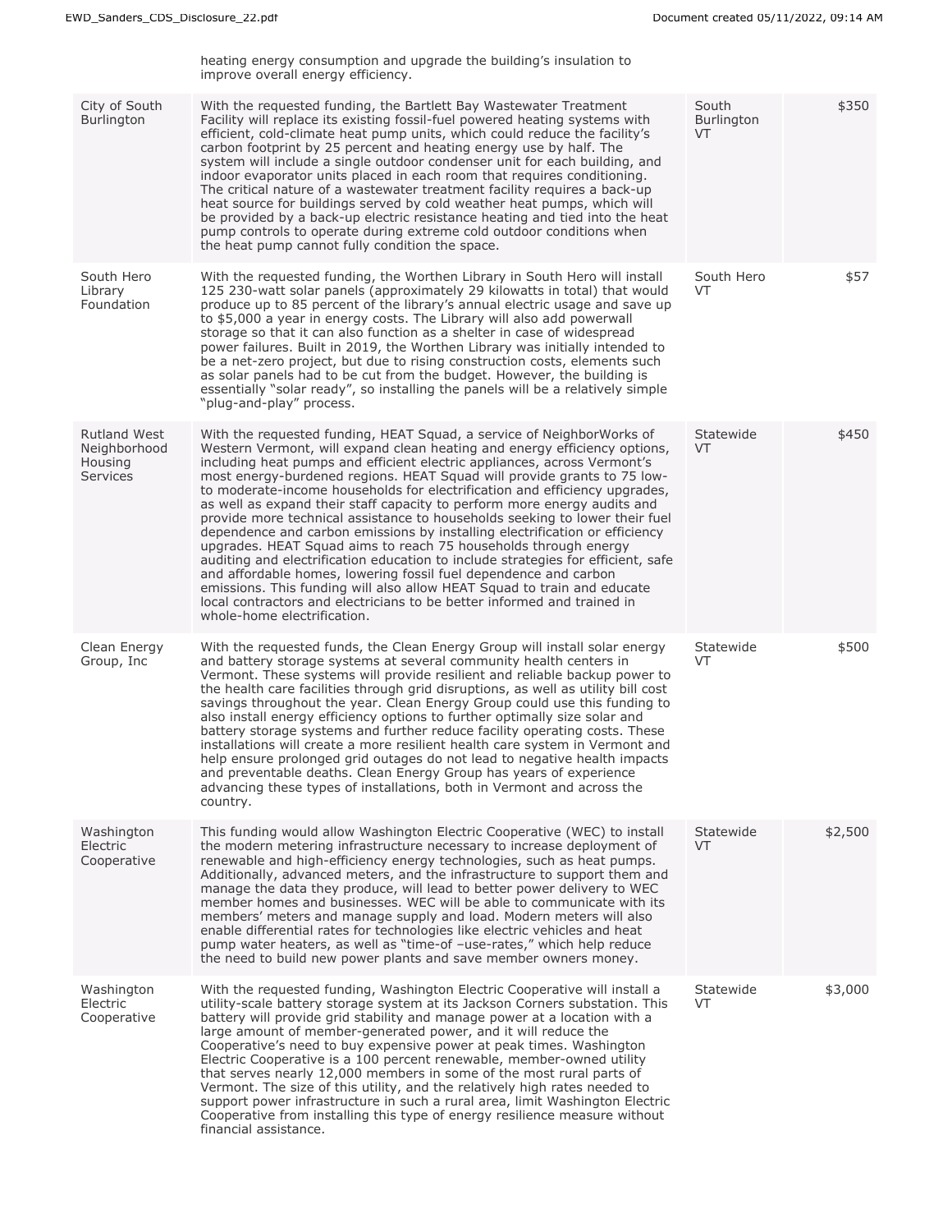| | heating energy consumption and upgrade the building's insulation to improve overall energy efficiency. | | |
|---|---|---|---|
| City of South Burlington | With the requested funding, the Bartlett Bay Wastewater Treatment Facility will replace its existing fossil-fuel powered heating systems with efficient, cold-climate heat pump units, which could reduce the facility's carbon footprint by 25 percent and heating energy use by half. The system will include a single outdoor condenser unit for each building, and indoor evaporator units placed in each room that requires conditioning. The critical nature of a wastewater treatment facility requires a back-up heat source for buildings served by cold weather heat pumps, which will be provided by a back-up electric resistance heating and tied into the heat pump controls to operate during extreme cold outdoor conditions when the heat pump cannot fully condition the space. | South Burlington VT | $350 |
| South Hero Library Foundation | With the requested funding, the Worthen Library in South Hero will install 125 230-watt solar panels (approximately 29 kilowatts in total) that would produce up to 85 percent of the library's annual electric usage and save up to $5,000 a year in energy costs. The Library will also add powerwall storage so that it can also function as a shelter in case of widespread power failures. Built in 2019, the Worthen Library was initially intended to be a net-zero project, but due to rising construction costs, elements such as solar panels had to be cut from the budget. However, the building is essentially "solar ready", so installing the panels will be a relatively simple "plug-and-play" process. | South Hero VT | $57 |
| Rutland West Neighborhood Housing Services | With the requested funding, HEAT Squad, a service of NeighborWorks of Western Vermont, will expand clean heating and energy efficiency options, including heat pumps and efficient electric appliances, across Vermont's most energy-burdened regions. HEAT Squad will provide grants to 75 low- to moderate-income households for electrification and efficiency upgrades, as well as expand their staff capacity to perform more energy audits and provide more technical assistance to households seeking to lower their fuel dependence and carbon emissions by installing electrification or efficiency upgrades. HEAT Squad aims to reach 75 households through energy auditing and electrification education to include strategies for efficient, safe and affordable homes, lowering fossil fuel dependence and carbon emissions. This funding will also allow HEAT Squad to train and educate local contractors and electricians to be better informed and trained in whole-home electrification. | Statewide VT | $450 |
| Clean Energy Group, Inc | With the requested funds, the Clean Energy Group will install solar energy and battery storage systems at several community health centers in Vermont. These systems will provide resilient and reliable backup power to the health care facilities through grid disruptions, as well as utility bill cost savings throughout the year. Clean Energy Group could use this funding to also install energy efficiency options to further optimally size solar and battery storage systems and further reduce facility operating costs. These installations will create a more resilient health care system in Vermont and help ensure prolonged grid outages do not lead to negative health impacts and preventable deaths. Clean Energy Group has years of experience advancing these types of installations, both in Vermont and across the country. | Statewide VT | $500 |
| Washington Electric Cooperative | This funding would allow Washington Electric Cooperative (WEC) to install the modern metering infrastructure necessary to increase deployment of renewable and high-efficiency energy technologies, such as heat pumps. Additionally, advanced meters, and the infrastructure to support them and manage the data they produce, will lead to better power delivery to WEC member homes and businesses. WEC will be able to communicate with its members' meters and manage supply and load. Modern meters will also enable differential rates for technologies like electric vehicles and heat pump water heaters, as well as "time-of –use-rates," which help reduce the need to build new power plants and save member owners money. | Statewide VT | $2,500 |
| Washington Electric Cooperative | With the requested funding, Washington Electric Cooperative will install a utility-scale battery storage system at its Jackson Corners substation. This battery will provide grid stability and manage power at a location with a large amount of member-generated power, and it will reduce the Cooperative's need to buy expensive power at peak times. Washington Electric Cooperative is a 100 percent renewable, member-owned utility that serves nearly 12,000 members in some of the most rural parts of Vermont. The size of this utility, and the relatively high rates needed to support power infrastructure in such a rural area, limit Washington Electric Cooperative from installing this type of energy resilience measure without financial assistance. | Statewide VT | $3,000 |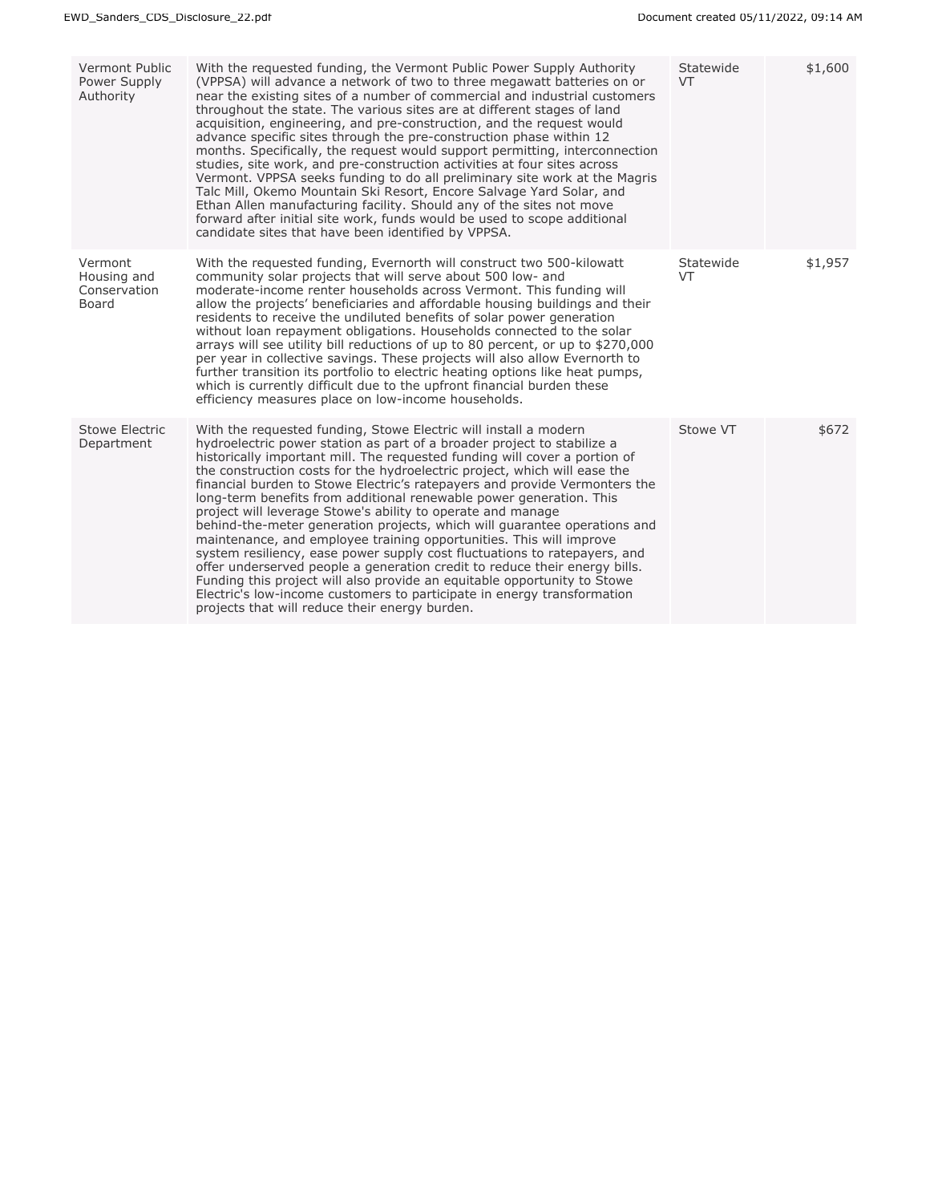| | | | |
|---|---|---|---|
| Vermont Public Power Supply Authority | With the requested funding, the Vermont Public Power Supply Authority (VPPSA) will advance a network of two to three megawatt batteries on or near the existing sites of a number of commercial and industrial customers throughout the state. The various sites are at different stages of land acquisition, engineering, and pre-construction, and the request would advance specific sites through the pre-construction phase within 12 months. Specifically, the request would support permitting, interconnection studies, site work, and pre-construction activities at four sites across Vermont. VPPSA seeks funding to do all preliminary site work at the Magris Talc Mill, Okemo Mountain Ski Resort, Encore Salvage Yard Solar, and Ethan Allen manufacturing facility. Should any of the sites not move forward after initial site work, funds would be used to scope additional candidate sites that have been identified by VPPSA. | Statewide VT | $1,600 |
| Vermont Housing and Conservation Board | With the requested funding, Evernorth will construct two 500-kilowatt community solar projects that will serve about 500 low- and moderate-income renter households across Vermont. This funding will allow the projects' beneficiaries and affordable housing buildings and their residents to receive the undiluted benefits of solar power generation without loan repayment obligations. Households connected to the solar arrays will see utility bill reductions of up to 80 percent, or up to $270,000 per year in collective savings. These projects will also allow Evernorth to further transition its portfolio to electric heating options like heat pumps, which is currently difficult due to the upfront financial burden these efficiency measures place on low-income households. | Statewide VT | $1,957 |
| Stowe Electric Department | With the requested funding, Stowe Electric will install a modern hydroelectric power station as part of a broader project to stabilize a historically important mill. The requested funding will cover a portion of the construction costs for the hydroelectric project, which will ease the financial burden to Stowe Electric's ratepayers and provide Vermonters the long-term benefits from additional renewable power generation. This project will leverage Stowe's ability to operate and manage behind-the-meter generation projects, which will guarantee operations and maintenance, and employee training opportunities. This will improve system resiliency, ease power supply cost fluctuations to ratepayers, and offer underserved people a generation credit to reduce their energy bills. Funding this project will also provide an equitable opportunity to Stowe Electric's low-income customers to participate in energy transformation projects that will reduce their energy burden. | Stowe VT | $672 |